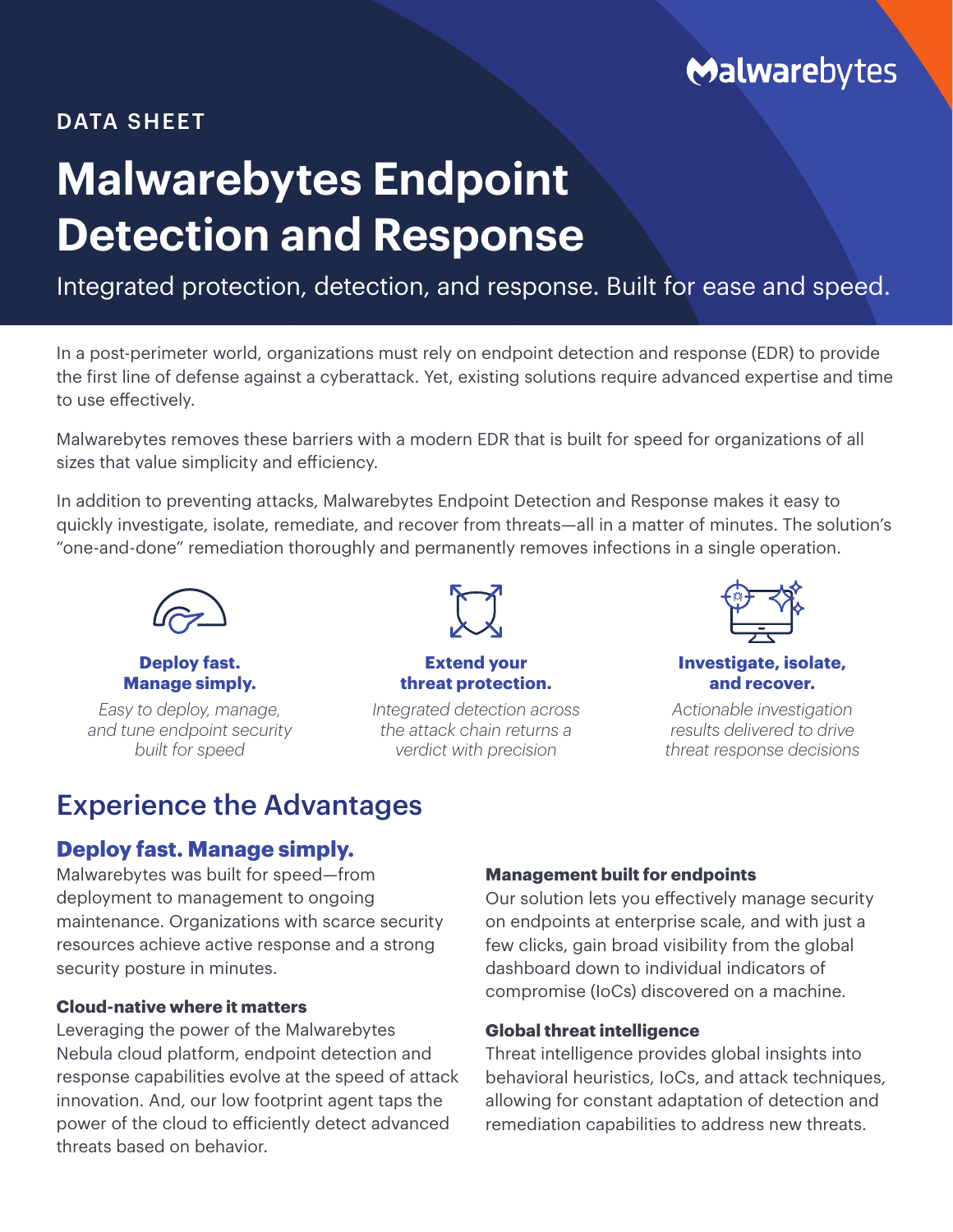Malwarebytes

DATA SHEET

# Malwarebytes Endpoint Detection and Response

Integrated protection, detection, and response. Built for ease and speed.

In a post-perimeter world, organizations must rely on endpoint detection and response (EDR) to provide the first line of defense against a cyberattack. Yet, existing solutions require advanced expertise and time to use effectively.

Malwarebytes removes these barriers with a modern EDR that is built for speed for organizations of all sizes that value simplicity and efficiency.

In addition to preventing attacks, Malwarebytes Endpoint Detection and Response makes it easy to quickly investigate, isolate, remediate, and recover from threats—all in a matter of minutes. The solution's "one-and-done" remediation thoroughly and permanently removes infections in a single operation.

**Deploy fast. Manage simply.**

*Easy to deploy, manage, and tune endpoint security built for speed*

**Extend your threat protection.**

*Integrated detection across the attack chain returns a verdict with precision*

**Investigate, isolate, and recover.**

*Actionable investigation results delivered to drive threat response decisions*

## Experience the Advantages

### Deploy fast. Manage simply.

Malwarebytes was built for speed—from deployment to management to ongoing maintenance. Organizations with scarce security resources achieve active response and a strong security posture in minutes.

#### Cloud-native where it matters

Leveraging the power of the Malwarebytes Nebula cloud platform, endpoint detection and response capabilities evolve at the speed of attack innovation. And, our low footprint agent taps the power of the cloud to efficiently detect advanced threats based on behavior.

#### Management built for endpoints

Our solution lets you effectively manage security on endpoints at enterprise scale, and with just a few clicks, gain broad visibility from the global dashboard down to individual indicators of compromise (IoCs) discovered on a machine.

#### Global threat intelligence

Threat intelligence provides global insights into behavioral heuristics, IoCs, and attack techniques, allowing for constant adaptation of detection and remediation capabilities to address new threats.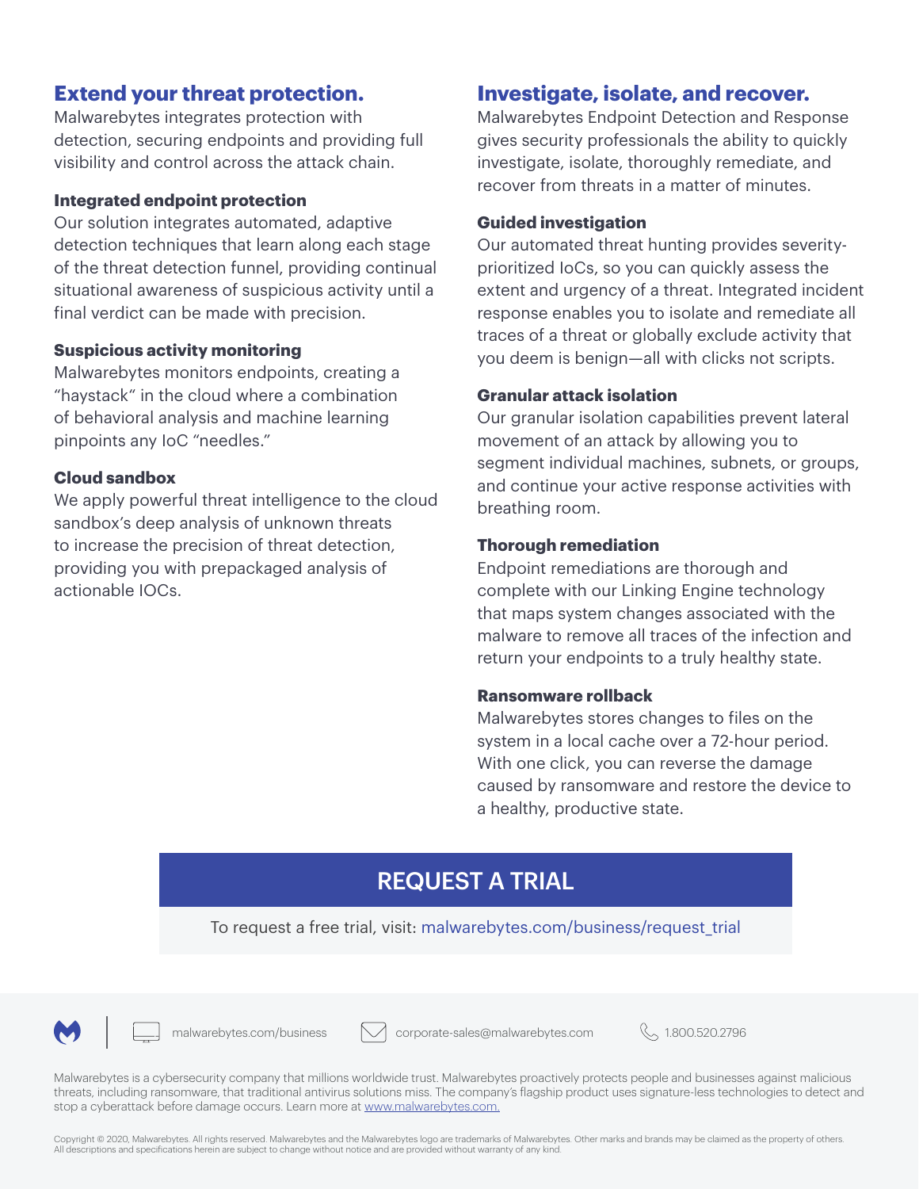## Extend your threat protection.

Malwarebytes integrates protection with detection, securing endpoints and providing full visibility and control across the attack chain.

### Integrated endpoint protection

Our solution integrates automated, adaptive detection techniques that learn along each stage of the threat detection funnel, providing continual situational awareness of suspicious activity until a final verdict can be made with precision.

### Suspicious activity monitoring

Malwarebytes monitors endpoints, creating a "haystack" in the cloud where a combination of behavioral analysis and machine learning pinpoints any IoC "needles."

### Cloud sandbox

We apply powerful threat intelligence to the cloud sandbox's deep analysis of unknown threats to increase the precision of threat detection, providing you with prepackaged analysis of actionable IOCs.

## Investigate, isolate, and recover.

Malwarebytes Endpoint Detection and Response gives security professionals the ability to quickly investigate, isolate, thoroughly remediate, and recover from threats in a matter of minutes.

### Guided investigation

Our automated threat hunting provides severity-prioritized IoCs, so you can quickly assess the extent and urgency of a threat. Integrated incident response enables you to isolate and remediate all traces of a threat or globally exclude activity that you deem is benign—all with clicks not scripts.

### Granular attack isolation

Our granular isolation capabilities prevent lateral movement of an attack by allowing you to segment individual machines, subnets, or groups, and continue your active response activities with breathing room.

### Thorough remediation

Endpoint remediations are thorough and complete with our Linking Engine technology that maps system changes associated with the malware to remove all traces of the infection and return your endpoints to a truly healthy state.

### Ransomware rollback

Malwarebytes stores changes to files on the system in a local cache over a 72-hour period. With one click, you can reverse the damage caused by ransomware and restore the device to a healthy, productive state.

## REQUEST A TRIAL

To request a free trial, visit: malwarebytes.com/business/request_trial

malwarebytes.com/business | corporate-sales@malwarebytes.com | 1.800.520.2796

Malwarebytes is a cybersecurity company that millions worldwide trust. Malwarebytes proactively protects people and businesses against malicious threats, including ransomware, that traditional antivirus solutions miss. The company's flagship product uses signature-less technologies to detect and stop a cyberattack before damage occurs. Learn more at www.malwarebytes.com.

Copyright © 2020, Malwarebytes. All rights reserved. Malwarebytes and the Malwarebytes logo are trademarks of Malwarebytes. Other marks and brands may be claimed as the property of others. All descriptions and specifications herein are subject to change without notice and are provided without warranty of any kind.